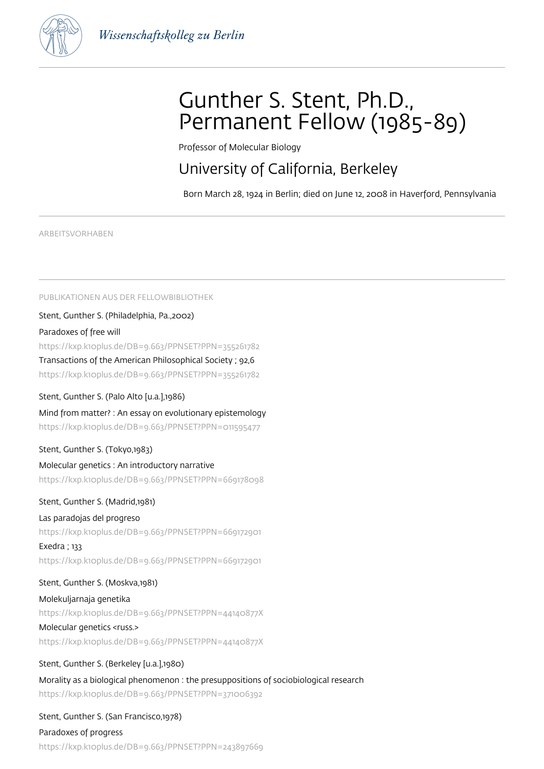Wissenschaftskolleg zu Berlin

# Gunther S. Stent, Ph.D., Permanent Fellow (1985-89)

Professor of Molecular Biology

## University of California, Berkeley

Born March 28, 1924 in Berlin; died on June 12, 2008 in Haverford, Pennsylvania

ARBEITSVORHABEN

PUBLIKATIONEN AUS DER FELLOWBIBLIOTHEK

Stent, Gunther S. (Philadelphia, Pa.,2002)

Paradoxes of free will

https://kxp.k10plus.de/DB=9.663/PPNSET?PPN=355261782

Transactions of the American Philosophical Society ; 92,6

https://kxp.k10plus.de/DB=9.663/PPNSET?PPN=355261782

Stent, Gunther S. (Palo Alto [u.a.],1986)

Mind from matter? : An essay on evolutionary epistemology

https://kxp.k10plus.de/DB=9.663/PPNSET?PPN=011595477

Stent, Gunther S. (Tokyo,1983)

Molecular genetics : An introductory narrative

https://kxp.k10plus.de/DB=9.663/PPNSET?PPN=669178098

Stent, Gunther S. (Madrid,1981)

Las paradojas del progreso

https://kxp.k10plus.de/DB=9.663/PPNSET?PPN=669172901

Exedra ; 133

https://kxp.k10plus.de/DB=9.663/PPNSET?PPN=669172901

Stent, Gunther S. (Moskva,1981)

Molekuljarnaja genetika

https://kxp.k10plus.de/DB=9.663/PPNSET?PPN=44140877X

Molecular genetics <russ.>

https://kxp.k10plus.de/DB=9.663/PPNSET?PPN=44140877X

Stent, Gunther S. (Berkeley [u.a.],1980)

Morality as a biological phenomenon : the presuppositions of sociobiological research

https://kxp.k10plus.de/DB=9.663/PPNSET?PPN=371006392

Stent, Gunther S. (San Francisco,1978)

Paradoxes of progress

https://kxp.k10plus.de/DB=9.663/PPNSET?PPN=243897669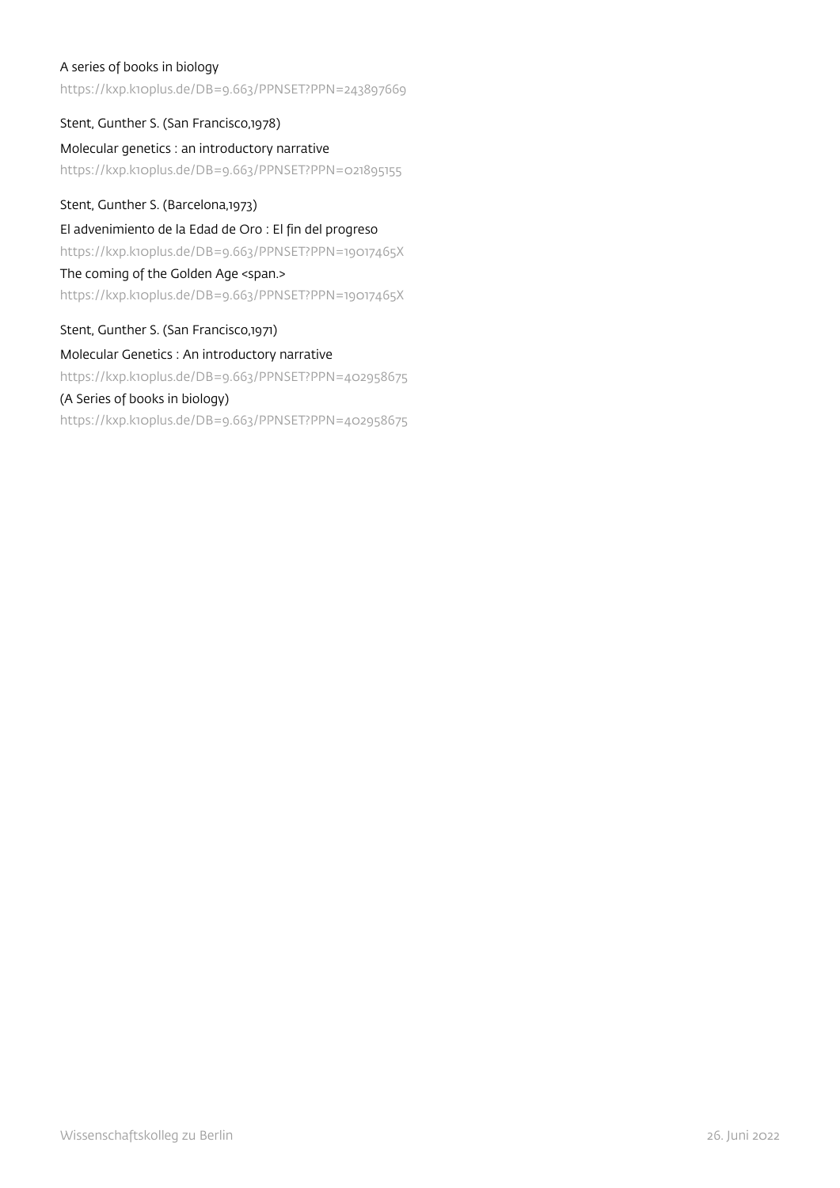A series of books in biology

https://kxp.k10plus.de/DB=9.663/PPNSET?PPN=243897669

Stent, Gunther S. (San Francisco,1978)

Molecular genetics : an introductory narrative

https://kxp.k10plus.de/DB=9.663/PPNSET?PPN=021895155

Stent, Gunther S. (Barcelona,1973)

El advenimiento de la Edad de Oro : El fin del progreso

https://kxp.k10plus.de/DB=9.663/PPNSET?PPN=19017465X

The coming of the Golden Age <span.>

https://kxp.k10plus.de/DB=9.663/PPNSET?PPN=19017465X

Stent, Gunther S. (San Francisco,1971)

Molecular Genetics : An introductory narrative

https://kxp.k10plus.de/DB=9.663/PPNSET?PPN=402958675

(A Series of books in biology)

https://kxp.k10plus.de/DB=9.663/PPNSET?PPN=402958675